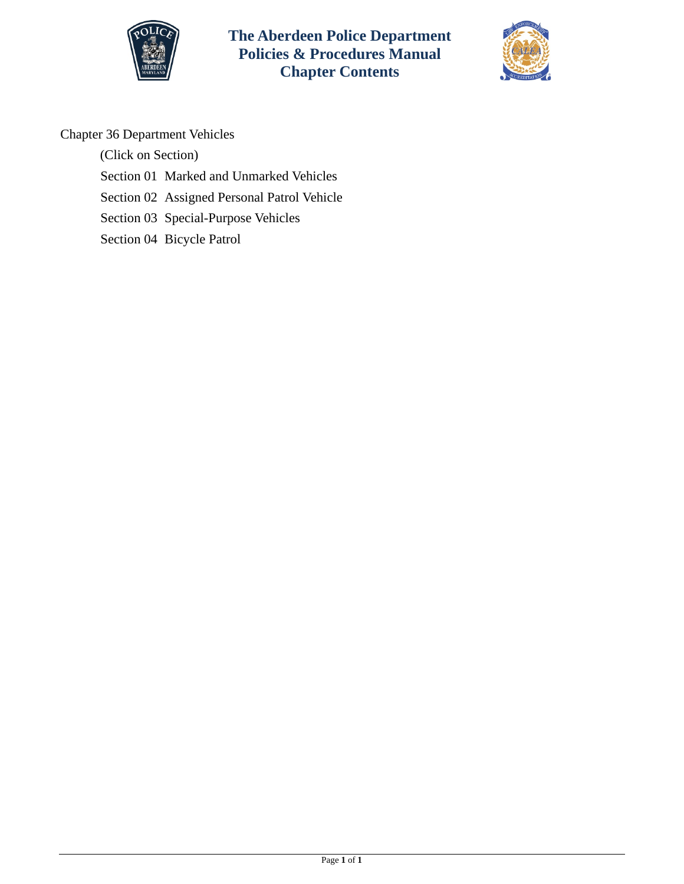# The Aberdeen Police Department Policies & Procedures Manual Chapter Contents

Chapter 36 Department Vehicles

(Click on Section)

Section 01 Marked and Unmarked Vehicles

Section 02 Assigned Personal Patrol Vehicle

Section 03 Special-Purpose Vehicles

Section 04 Bicycle Patrol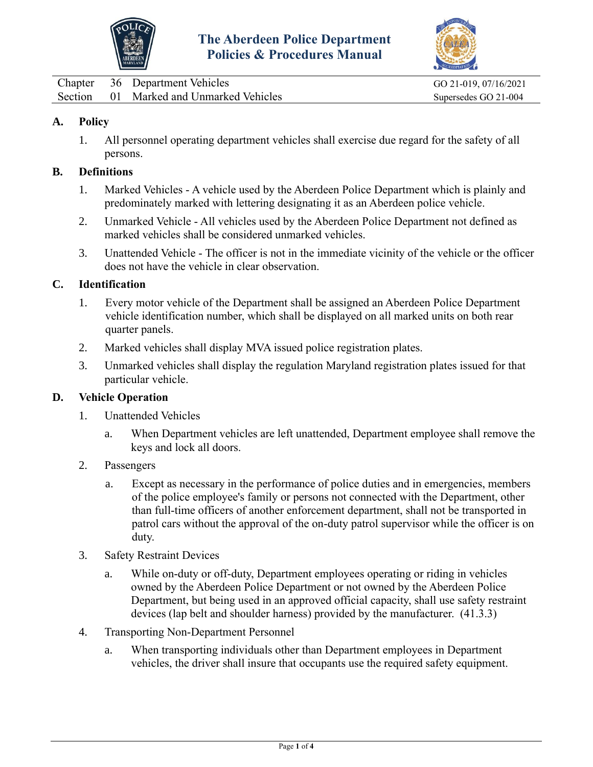# The Aberdeen Police Department Policies & Procedures Manual

| | | | |
|---|---|---|---|
| Chapter | 36 | Department Vehicles | GO 21-019, 07/16/2021 |
| Section | 01 | Marked and Unmarked Vehicles | Supersedes GO 21-004 |

## A. Policy

1. All personnel operating department vehicles shall exercise due regard for the safety of all persons.

## B. Definitions

1. Marked Vehicles - A vehicle used by the Aberdeen Police Department which is plainly and predominately marked with lettering designating it as an Aberdeen police vehicle.
2. Unmarked Vehicle - All vehicles used by the Aberdeen Police Department not defined as marked vehicles shall be considered unmarked vehicles.
3. Unattended Vehicle - The officer is not in the immediate vicinity of the vehicle or the officer does not have the vehicle in clear observation.

## C. Identification

1. Every motor vehicle of the Department shall be assigned an Aberdeen Police Department vehicle identification number, which shall be displayed on all marked units on both rear quarter panels.
2. Marked vehicles shall display MVA issued police registration plates.
3. Unmarked vehicles shall display the regulation Maryland registration plates issued for that particular vehicle.

## D. Vehicle Operation

1. Unattended Vehicles
   a. When Department vehicles are left unattended, Department employee shall remove the keys and lock all doors.
2. Passengers
   a. Except as necessary in the performance of police duties and in emergencies, members of the police employee's family or persons not connected with the Department, other than full-time officers of another enforcement department, shall not be transported in patrol cars without the approval of the on-duty patrol supervisor while the officer is on duty.
3. Safety Restraint Devices
   a. While on-duty or off-duty, Department employees operating or riding in vehicles owned by the Aberdeen Police Department or not owned by the Aberdeen Police Department, but being used in an approved official capacity, shall use safety restraint devices (lap belt and shoulder harness) provided by the manufacturer. (41.3.3)
4. Transporting Non-Department Personnel
   a. When transporting individuals other than Department employees in Department vehicles, the driver shall insure that occupants use the required safety equipment.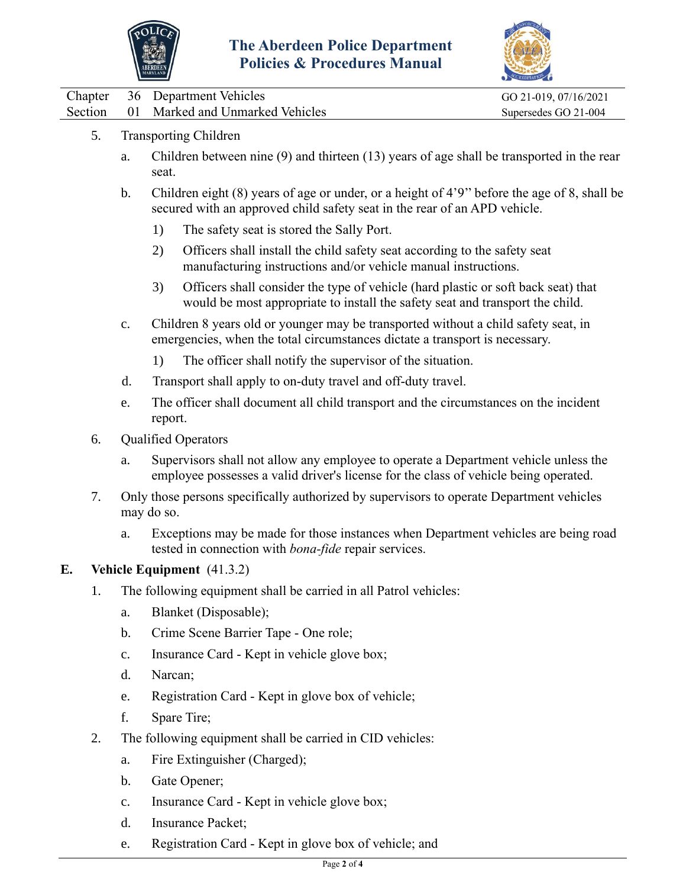5. Transporting Children

    a. Children between nine (9) and thirteen (13) years of age shall be transported in the rear seat.

    b. Children eight (8) years of age or under, or a height of 4'9" before the age of 8, shall be secured with an approved child safety seat in the rear of an APD vehicle.

        1) The safety seat is stored the Sally Port.

        2) Officers shall install the child safety seat according to the safety seat manufacturing instructions and/or vehicle manual instructions.

        3) Officers shall consider the type of vehicle (hard plastic or soft back seat) that would be most appropriate to install the safety seat and transport the child.

    c. Children 8 years old or younger may be transported without a child safety seat, in emergencies, when the total circumstances dictate a transport is necessary.

        1) The officer shall notify the supervisor of the situation.

    d. Transport shall apply to on-duty travel and off-duty travel.

    e. The officer shall document all child transport and the circumstances on the incident report.

6. Qualified Operators

    a. Supervisors shall not allow any employee to operate a Department vehicle unless the employee possesses a valid driver's license for the class of vehicle being operated.

7. Only those persons specifically authorized by supervisors to operate Department vehicles may do so.

    a. Exceptions may be made for those instances when Department vehicles are being road tested in connection with *bona-fide* repair services.

## E. Vehicle Equipment (41.3.2)

1. The following equipment shall be carried in all Patrol vehicles:

    a. Blanket (Disposable);

    b. Crime Scene Barrier Tape - One role;

    c. Insurance Card - Kept in vehicle glove box;

    d. Narcan;

    e. Registration Card - Kept in glove box of vehicle;

    f. Spare Tire;

2. The following equipment shall be carried in CID vehicles:

    a. Fire Extinguisher (Charged);

    b. Gate Opener;

    c. Insurance Card - Kept in vehicle glove box;

    d. Insurance Packet;

    e. Registration Card - Kept in glove box of vehicle; and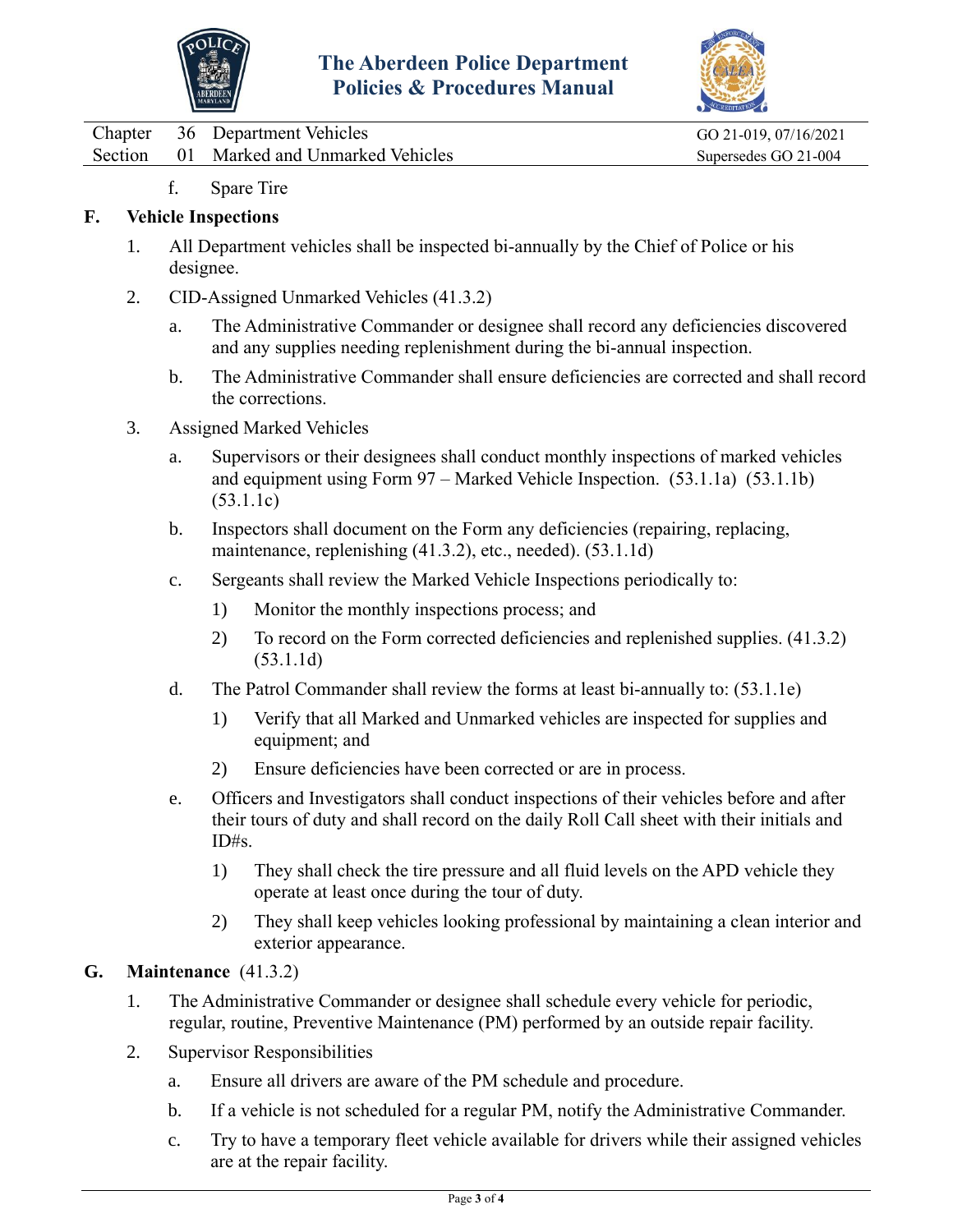f. Spare Tire

**F. Vehicle Inspections**

1. All Department vehicles shall be inspected bi-annually by the Chief of Police or his designee.

2. CID-Assigned Unmarked Vehicles (41.3.2)

   a. The Administrative Commander or designee shall record any deficiencies discovered and any supplies needing replenishment during the bi-annual inspection.

   b. The Administrative Commander shall ensure deficiencies are corrected and shall record the corrections.

3. Assigned Marked Vehicles

   a. Supervisors or their designees shall conduct monthly inspections of marked vehicles and equipment using Form 97 – Marked Vehicle Inspection. (53.1.1a) (53.1.1b) (53.1.1c)

   b. Inspectors shall document on the Form any deficiencies (repairing, replacing, maintenance, replenishing (41.3.2), etc., needed). (53.1.1d)

   c. Sergeants shall review the Marked Vehicle Inspections periodically to:

      1) Monitor the monthly inspections process; and

      2) To record on the Form corrected deficiencies and replenished supplies. (41.3.2) (53.1.1d)

   d. The Patrol Commander shall review the forms at least bi-annually to: (53.1.1e)

      1) Verify that all Marked and Unmarked vehicles are inspected for supplies and equipment; and

      2) Ensure deficiencies have been corrected or are in process.

   e. Officers and Investigators shall conduct inspections of their vehicles before and after their tours of duty and shall record on the daily Roll Call sheet with their initials and ID#s.

      1) They shall check the tire pressure and all fluid levels on the APD vehicle they operate at least once during the tour of duty.

      2) They shall keep vehicles looking professional by maintaining a clean interior and exterior appearance.

**G. Maintenance** (41.3.2)

1. The Administrative Commander or designee shall schedule every vehicle for periodic, regular, routine, Preventive Maintenance (PM) performed by an outside repair facility.

2. Supervisor Responsibilities

   a. Ensure all drivers are aware of the PM schedule and procedure.

   b. If a vehicle is not scheduled for a regular PM, notify the Administrative Commander.

   c. Try to have a temporary fleet vehicle available for drivers while their assigned vehicles are at the repair facility.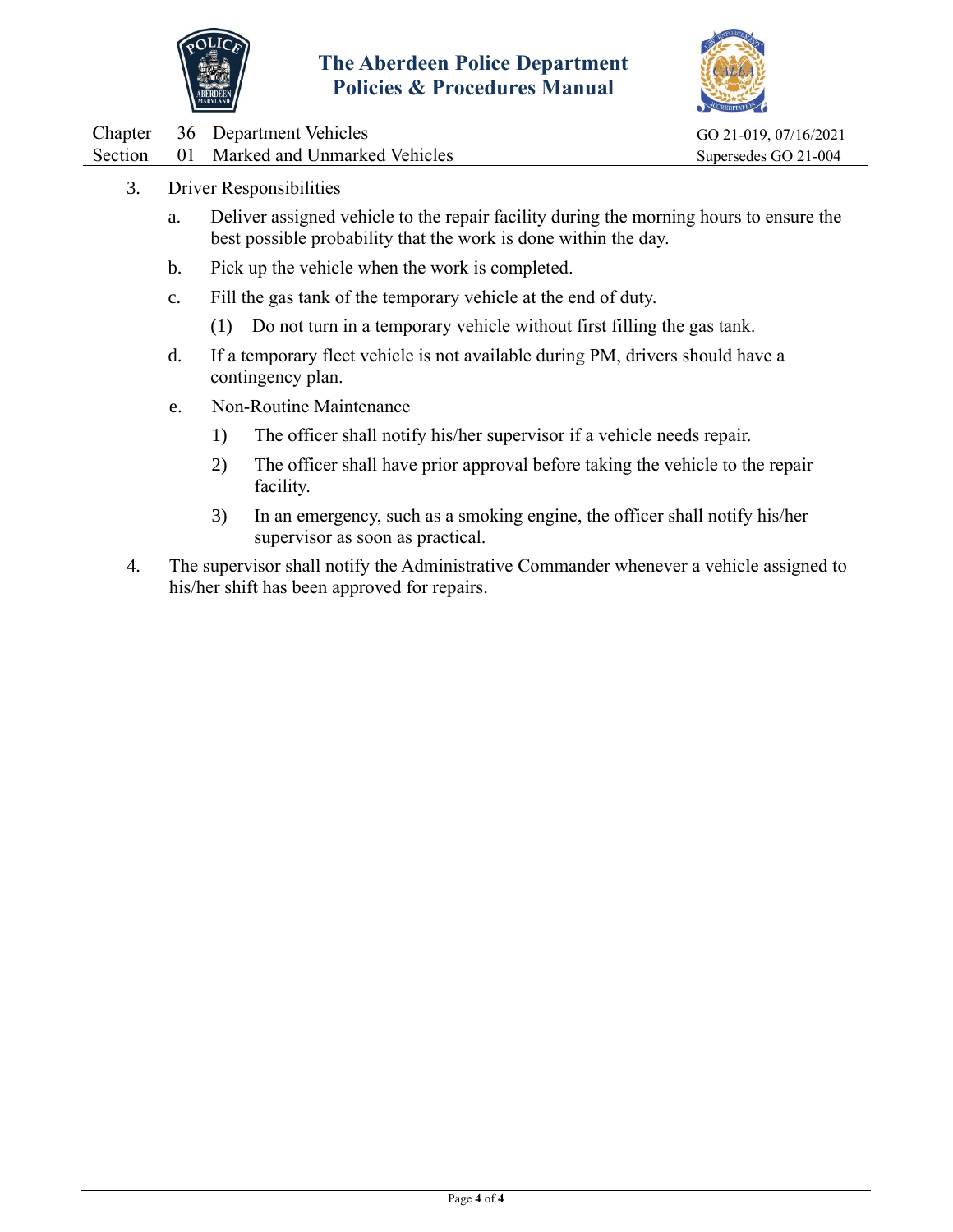3. Driver Responsibilities

   a. Deliver assigned vehicle to the repair facility during the morning hours to ensure the best possible probability that the work is done within the day.

   b. Pick up the vehicle when the work is completed.

   c. Fill the gas tank of the temporary vehicle at the end of duty.

      (1) Do not turn in a temporary vehicle without first filling the gas tank.

   d. If a temporary fleet vehicle is not available during PM, drivers should have a contingency plan.

   e. Non-Routine Maintenance

      1) The officer shall notify his/her supervisor if a vehicle needs repair.

      2) The officer shall have prior approval before taking the vehicle to the repair facility.

      3) In an emergency, such as a smoking engine, the officer shall notify his/her supervisor as soon as practical.

4. The supervisor shall notify the Administrative Commander whenever a vehicle assigned to his/her shift has been approved for repairs.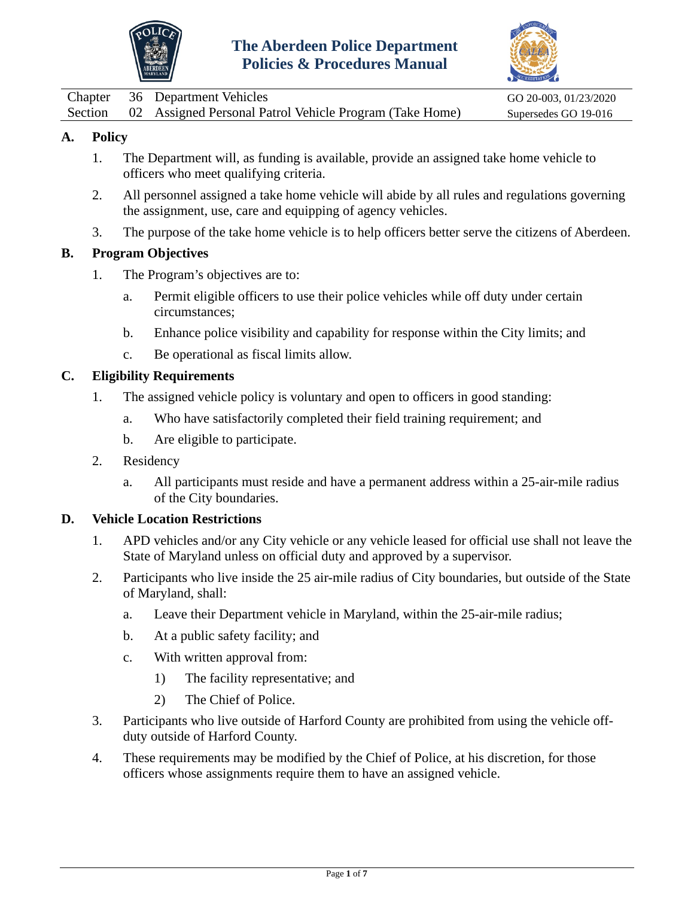# The Aberdeen Police Department Policies & Procedures Manual

| | | | |
|---|---|---|---|
| Chapter | 36 | Department Vehicles | GO 20-003, 01/23/2020 |
| Section | 02 | Assigned Personal Patrol Vehicle Program (Take Home) | Supersedes GO 19-016 |

**A. Policy**

1. The Department will, as funding is available, provide an assigned take home vehicle to officers who meet qualifying criteria.
2. All personnel assigned a take home vehicle will abide by all rules and regulations governing the assignment, use, care and equipping of agency vehicles.
3. The purpose of the take home vehicle is to help officers better serve the citizens of Aberdeen.

**B. Program Objectives**

1. The Program's objectives are to:
   a. Permit eligible officers to use their police vehicles while off duty under certain circumstances;
   b. Enhance police visibility and capability for response within the City limits; and
   c. Be operational as fiscal limits allow.

**C. Eligibility Requirements**

1. The assigned vehicle policy is voluntary and open to officers in good standing:
   a. Who have satisfactorily completed their field training requirement; and
   b. Are eligible to participate.
2. Residency
   a. All participants must reside and have a permanent address within a 25-air-mile radius of the City boundaries.

**D. Vehicle Location Restrictions**

1. APD vehicles and/or any City vehicle or any vehicle leased for official use shall not leave the State of Maryland unless on official duty and approved by a supervisor.
2. Participants who live inside the 25 air-mile radius of City boundaries, but outside of the State of Maryland, shall:
   a. Leave their Department vehicle in Maryland, within the 25-air-mile radius;
   b. At a public safety facility; and
   c. With written approval from:
      1) The facility representative; and
      2) The Chief of Police.
3. Participants who live outside of Harford County are prohibited from using the vehicle off-duty outside of Harford County.
4. These requirements may be modified by the Chief of Police, at his discretion, for those officers whose assignments require them to have an assigned vehicle.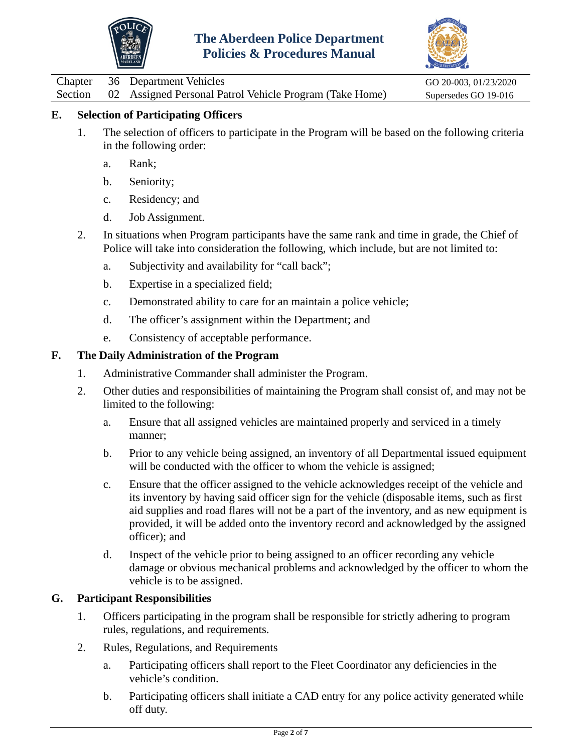## E. Selection of Participating Officers

1. The selection of officers to participate in the Program will be based on the following criteria in the following order:

   a. Rank;

   b. Seniority;

   c. Residency; and

   d. Job Assignment.

2. In situations when Program participants have the same rank and time in grade, the Chief of Police will take into consideration the following, which include, but are not limited to:

   a. Subjectivity and availability for "call back";

   b. Expertise in a specialized field;

   c. Demonstrated ability to care for an maintain a police vehicle;

   d. The officer's assignment within the Department; and

   e. Consistency of acceptable performance.

## F. The Daily Administration of the Program

1. Administrative Commander shall administer the Program.

2. Other duties and responsibilities of maintaining the Program shall consist of, and may not be limited to the following:

   a. Ensure that all assigned vehicles are maintained properly and serviced in a timely manner;

   b. Prior to any vehicle being assigned, an inventory of all Departmental issued equipment will be conducted with the officer to whom the vehicle is assigned;

   c. Ensure that the officer assigned to the vehicle acknowledges receipt of the vehicle and its inventory by having said officer sign for the vehicle (disposable items, such as first aid supplies and road flares will not be a part of the inventory, and as new equipment is provided, it will be added onto the inventory record and acknowledged by the assigned officer); and

   d. Inspect of the vehicle prior to being assigned to an officer recording any vehicle damage or obvious mechanical problems and acknowledged by the officer to whom the vehicle is to be assigned.

## G. Participant Responsibilities

1. Officers participating in the program shall be responsible for strictly adhering to program rules, regulations, and requirements.

2. Rules, Regulations, and Requirements

   a. Participating officers shall report to the Fleet Coordinator any deficiencies in the vehicle's condition.

   b. Participating officers shall initiate a CAD entry for any police activity generated while off duty.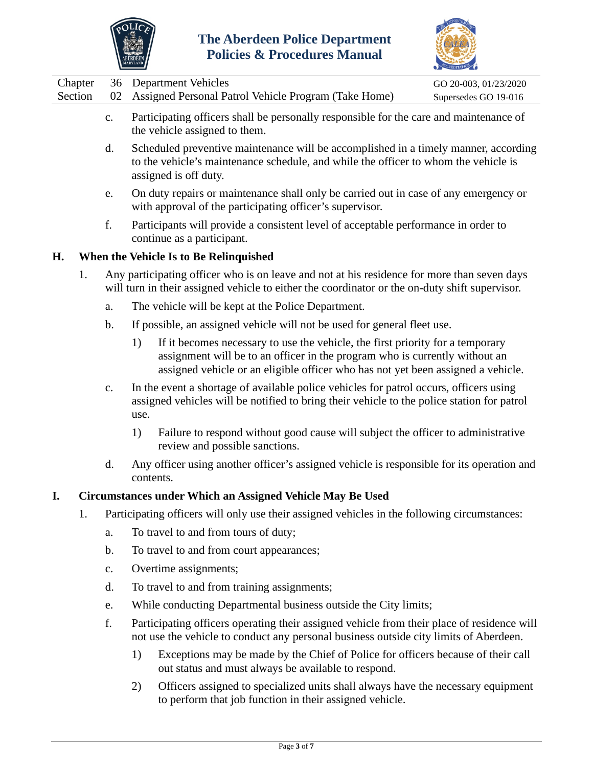c. Participating officers shall be personally responsible for the care and maintenance of the vehicle assigned to them.

d. Scheduled preventive maintenance will be accomplished in a timely manner, according to the vehicle's maintenance schedule, and while the officer to whom the vehicle is assigned is off duty.

e. On duty repairs or maintenance shall only be carried out in case of any emergency or with approval of the participating officer's supervisor.

f. Participants will provide a consistent level of acceptable performance in order to continue as a participant.

## H. When the Vehicle Is to Be Relinquished

1. Any participating officer who is on leave and not at his residence for more than seven days will turn in their assigned vehicle to either the coordinator or the on-duty shift supervisor.

    a. The vehicle will be kept at the Police Department.

    b. If possible, an assigned vehicle will not be used for general fleet use.

        1) If it becomes necessary to use the vehicle, the first priority for a temporary assignment will be to an officer in the program who is currently without an assigned vehicle or an eligible officer who has not yet been assigned a vehicle.

    c. In the event a shortage of available police vehicles for patrol occurs, officers using assigned vehicles will be notified to bring their vehicle to the police station for patrol use.

        1) Failure to respond without good cause will subject the officer to administrative review and possible sanctions.

    d. Any officer using another officer's assigned vehicle is responsible for its operation and contents.

## I. Circumstances under Which an Assigned Vehicle May Be Used

1. Participating officers will only use their assigned vehicles in the following circumstances:

    a. To travel to and from tours of duty;

    b. To travel to and from court appearances;

    c. Overtime assignments;

    d. To travel to and from training assignments;

    e. While conducting Departmental business outside the City limits;

    f. Participating officers operating their assigned vehicle from their place of residence will not use the vehicle to conduct any personal business outside city limits of Aberdeen.

        1) Exceptions may be made by the Chief of Police for officers because of their call out status and must always be available to respond.

        2) Officers assigned to specialized units shall always have the necessary equipment to perform that job function in their assigned vehicle.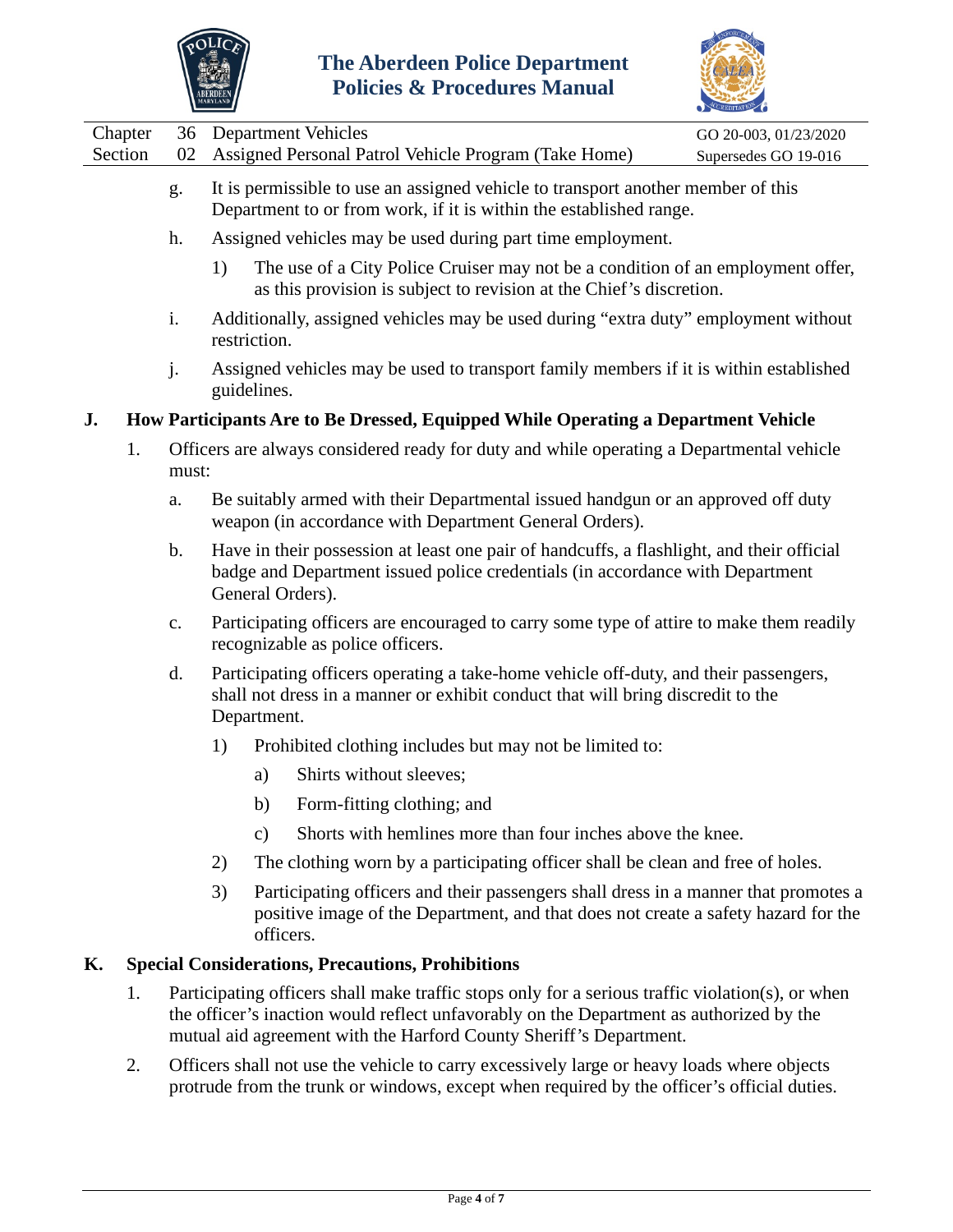g. It is permissible to use an assigned vehicle to transport another member of this Department to or from work, if it is within the established range.

h. Assigned vehicles may be used during part time employment.

   1) The use of a City Police Cruiser may not be a condition of an employment offer, as this provision is subject to revision at the Chief's discretion.

i. Additionally, assigned vehicles may be used during "extra duty" employment without restriction.

j. Assigned vehicles may be used to transport family members if it is within established guidelines.

## J. How Participants Are to Be Dressed, Equipped While Operating a Department Vehicle

1. Officers are always considered ready for duty and while operating a Departmental vehicle must:

   a. Be suitably armed with their Departmental issued handgun or an approved off duty weapon (in accordance with Department General Orders).

   b. Have in their possession at least one pair of handcuffs, a flashlight, and their official badge and Department issued police credentials (in accordance with Department General Orders).

   c. Participating officers are encouraged to carry some type of attire to make them readily recognizable as police officers.

   d. Participating officers operating a take-home vehicle off-duty, and their passengers, shall not dress in a manner or exhibit conduct that will bring discredit to the Department.

      1) Prohibited clothing includes but may not be limited to:

         a) Shirts without sleeves;

         b) Form-fitting clothing; and

         c) Shorts with hemlines more than four inches above the knee.

      2) The clothing worn by a participating officer shall be clean and free of holes.

      3) Participating officers and their passengers shall dress in a manner that promotes a positive image of the Department, and that does not create a safety hazard for the officers.

## K. Special Considerations, Precautions, Prohibitions

1. Participating officers shall make traffic stops only for a serious traffic violation(s), or when the officer's inaction would reflect unfavorably on the Department as authorized by the mutual aid agreement with the Harford County Sheriff's Department.

2. Officers shall not use the vehicle to carry excessively large or heavy loads where objects protrude from the trunk or windows, except when required by the officer's official duties.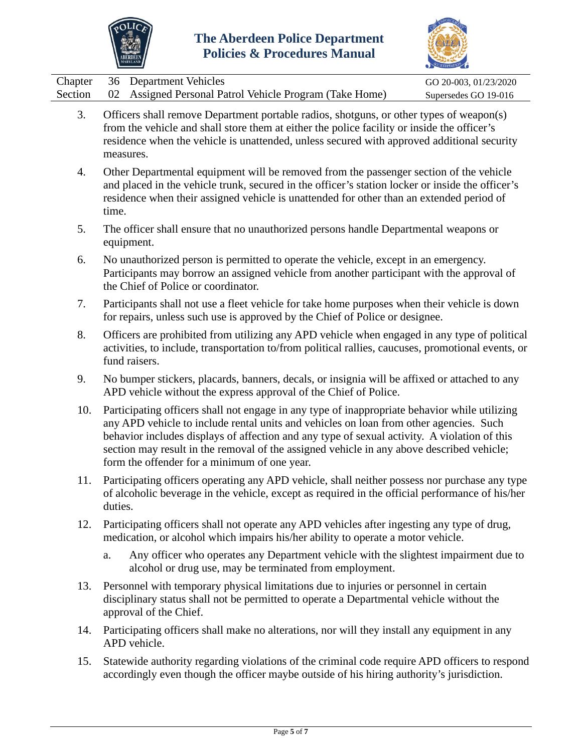3. Officers shall remove Department portable radios, shotguns, or other types of weapon(s) from the vehicle and shall store them at either the police facility or inside the officer's residence when the vehicle is unattended, unless secured with approved additional security measures.

4. Other Departmental equipment will be removed from the passenger section of the vehicle and placed in the vehicle trunk, secured in the officer's station locker or inside the officer's residence when their assigned vehicle is unattended for other than an extended period of time.

5. The officer shall ensure that no unauthorized persons handle Departmental weapons or equipment.

6. No unauthorized person is permitted to operate the vehicle, except in an emergency. Participants may borrow an assigned vehicle from another participant with the approval of the Chief of Police or coordinator.

7. Participants shall not use a fleet vehicle for take home purposes when their vehicle is down for repairs, unless such use is approved by the Chief of Police or designee.

8. Officers are prohibited from utilizing any APD vehicle when engaged in any type of political activities, to include, transportation to/from political rallies, caucuses, promotional events, or fund raisers.

9. No bumper stickers, placards, banners, decals, or insignia will be affixed or attached to any APD vehicle without the express approval of the Chief of Police.

10. Participating officers shall not engage in any type of inappropriate behavior while utilizing any APD vehicle to include rental units and vehicles on loan from other agencies. Such behavior includes displays of affection and any type of sexual activity. A violation of this section may result in the removal of the assigned vehicle in any above described vehicle; form the offender for a minimum of one year.

11. Participating officers operating any APD vehicle, shall neither possess nor purchase any type of alcoholic beverage in the vehicle, except as required in the official performance of his/her duties.

12. Participating officers shall not operate any APD vehicles after ingesting any type of drug, medication, or alcohol which impairs his/her ability to operate a motor vehicle.

    a. Any officer who operates any Department vehicle with the slightest impairment due to alcohol or drug use, may be terminated from employment.

13. Personnel with temporary physical limitations due to injuries or personnel in certain disciplinary status shall not be permitted to operate a Departmental vehicle without the approval of the Chief.

14. Participating officers shall make no alterations, nor will they install any equipment in any APD vehicle.

15. Statewide authority regarding violations of the criminal code require APD officers to respond accordingly even though the officer maybe outside of his hiring authority's jurisdiction.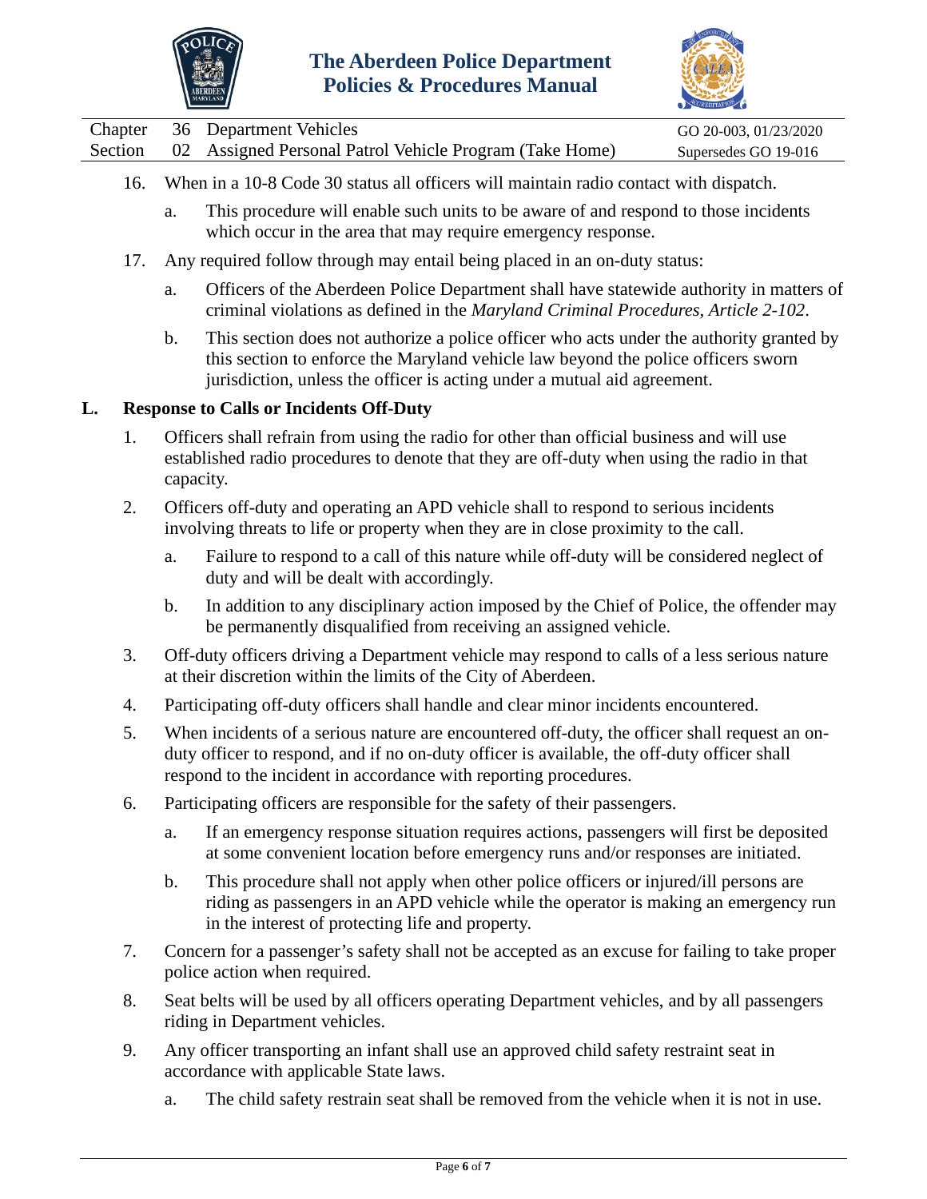16. When in a 10-8 Code 30 status all officers will maintain radio contact with dispatch.

    a. This procedure will enable such units to be aware of and respond to those incidents which occur in the area that may require emergency response.

17. Any required follow through may entail being placed in an on-duty status:

    a. Officers of the Aberdeen Police Department shall have statewide authority in matters of criminal violations as defined in the *Maryland Criminal Procedures, Article 2-102*.

    b. This section does not authorize a police officer who acts under the authority granted by this section to enforce the Maryland vehicle law beyond the police officers sworn jurisdiction, unless the officer is acting under a mutual aid agreement.

## L. Response to Calls or Incidents Off-Duty

1. Officers shall refrain from using the radio for other than official business and will use established radio procedures to denote that they are off-duty when using the radio in that capacity.

2. Officers off-duty and operating an APD vehicle shall to respond to serious incidents involving threats to life or property when they are in close proximity to the call.

    a. Failure to respond to a call of this nature while off-duty will be considered neglect of duty and will be dealt with accordingly.

    b. In addition to any disciplinary action imposed by the Chief of Police, the offender may be permanently disqualified from receiving an assigned vehicle.

3. Off-duty officers driving a Department vehicle may respond to calls of a less serious nature at their discretion within the limits of the City of Aberdeen.

4. Participating off-duty officers shall handle and clear minor incidents encountered.

5. When incidents of a serious nature are encountered off-duty, the officer shall request an on-duty officer to respond, and if no on-duty officer is available, the off-duty officer shall respond to the incident in accordance with reporting procedures.

6. Participating officers are responsible for the safety of their passengers.

    a. If an emergency response situation requires actions, passengers will first be deposited at some convenient location before emergency runs and/or responses are initiated.

    b. This procedure shall not apply when other police officers or injured/ill persons are riding as passengers in an APD vehicle while the operator is making an emergency run in the interest of protecting life and property.

7. Concern for a passenger's safety shall not be accepted as an excuse for failing to take proper police action when required.

8. Seat belts will be used by all officers operating Department vehicles, and by all passengers riding in Department vehicles.

9. Any officer transporting an infant shall use an approved child safety restraint seat in accordance with applicable State laws.

    a. The child safety restrain seat shall be removed from the vehicle when it is not in use.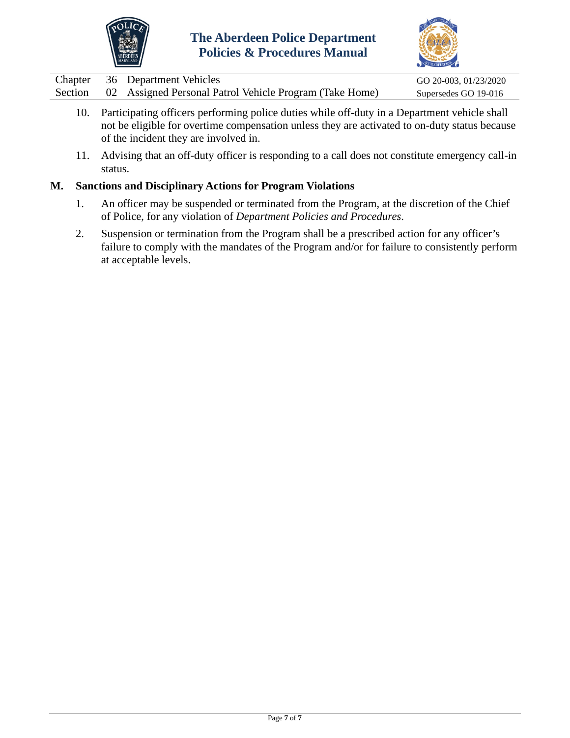10. Participating officers performing police duties while off-duty in a Department vehicle shall not be eligible for overtime compensation unless they are activated to on-duty status because of the incident they are involved in.

11. Advising that an off-duty officer is responding to a call does not constitute emergency call-in status.

## M. Sanctions and Disciplinary Actions for Program Violations

1. An officer may be suspended or terminated from the Program, at the discretion of the Chief of Police, for any violation of *Department Policies and Procedures*.

2. Suspension or termination from the Program shall be a prescribed action for any officer's failure to comply with the mandates of the Program and/or for failure to consistently perform at acceptable levels.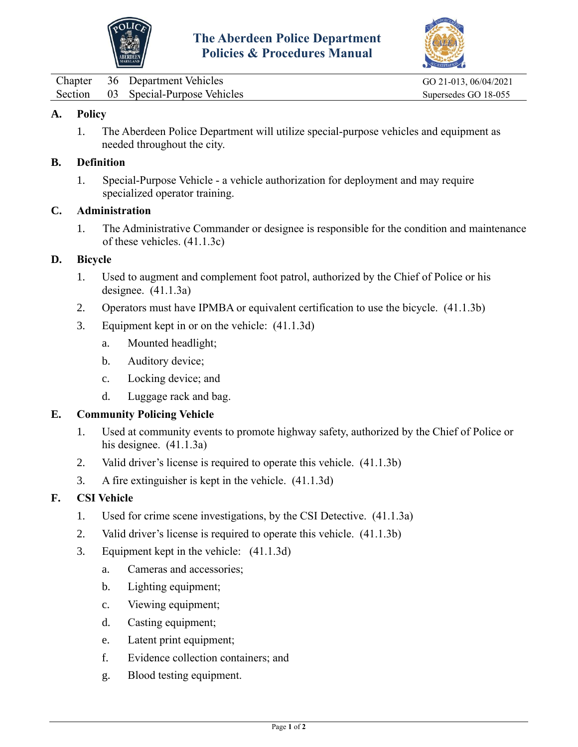# The Aberdeen Police Department
## Policies & Procedures Manual

| | | | |
|---|---|---|---|
| Chapter | 36 | Department Vehicles | GO 21-013, 06/04/2021 |
| Section | 03 | Special-Purpose Vehicles | Supersedes GO 18-055 |

**A. Policy**

1. The Aberdeen Police Department will utilize special-purpose vehicles and equipment as needed throughout the city.

**B. Definition**

1. Special-Purpose Vehicle - a vehicle authorization for deployment and may require specialized operator training.

**C. Administration**

1. The Administrative Commander or designee is responsible for the condition and maintenance of these vehicles. (41.1.3c)

**D. Bicycle**

1. Used to augment and complement foot patrol, authorized by the Chief of Police or his designee. (41.1.3a)
2. Operators must have IPMBA or equivalent certification to use the bicycle. (41.1.3b)
3. Equipment kept in or on the vehicle: (41.1.3d)
   a. Mounted headlight;
   b. Auditory device;
   c. Locking device; and
   d. Luggage rack and bag.

**E. Community Policing Vehicle**

1. Used at community events to promote highway safety, authorized by the Chief of Police or his designee. (41.1.3a)
2. Valid driver's license is required to operate this vehicle. (41.1.3b)
3. A fire extinguisher is kept in the vehicle. (41.1.3d)

**F. CSI Vehicle**

1. Used for crime scene investigations, by the CSI Detective. (41.1.3a)
2. Valid driver's license is required to operate this vehicle. (41.1.3b)
3. Equipment kept in the vehicle: (41.1.3d)
   a. Cameras and accessories;
   b. Lighting equipment;
   c. Viewing equipment;
   d. Casting equipment;
   e. Latent print equipment;
   f. Evidence collection containers; and
   g. Blood testing equipment.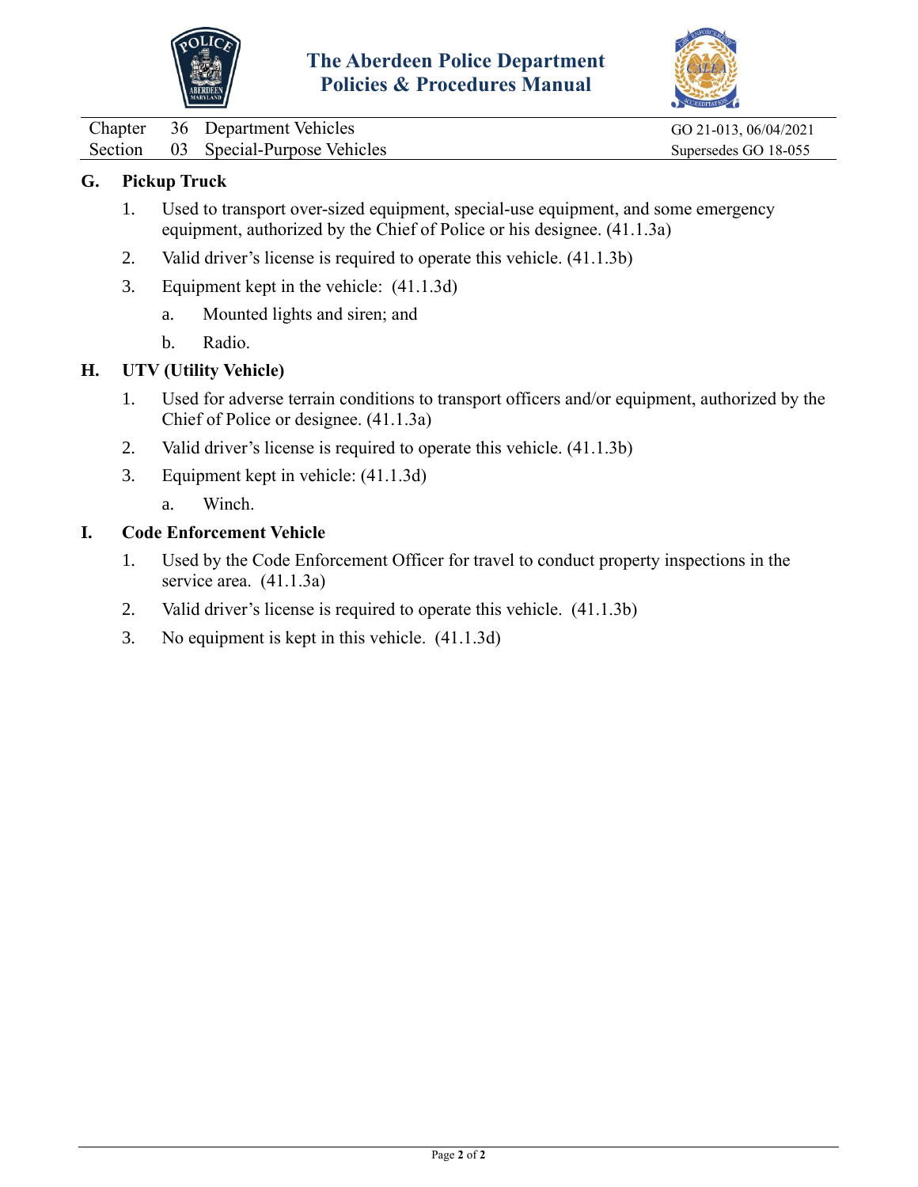## G. Pickup Truck

1. Used to transport over-sized equipment, special-use equipment, and some emergency equipment, authorized by the Chief of Police or his designee. (41.1.3a)
2. Valid driver's license is required to operate this vehicle. (41.1.3b)
3. Equipment kept in the vehicle: (41.1.3d)
   a. Mounted lights and siren; and
   b. Radio.

## H. UTV (Utility Vehicle)

1. Used for adverse terrain conditions to transport officers and/or equipment, authorized by the Chief of Police or designee. (41.1.3a)
2. Valid driver's license is required to operate this vehicle. (41.1.3b)
3. Equipment kept in vehicle: (41.1.3d)
   a. Winch.

## I. Code Enforcement Vehicle

1. Used by the Code Enforcement Officer for travel to conduct property inspections in the service area. (41.1.3a)
2. Valid driver's license is required to operate this vehicle. (41.1.3b)
3. No equipment is kept in this vehicle. (41.1.3d)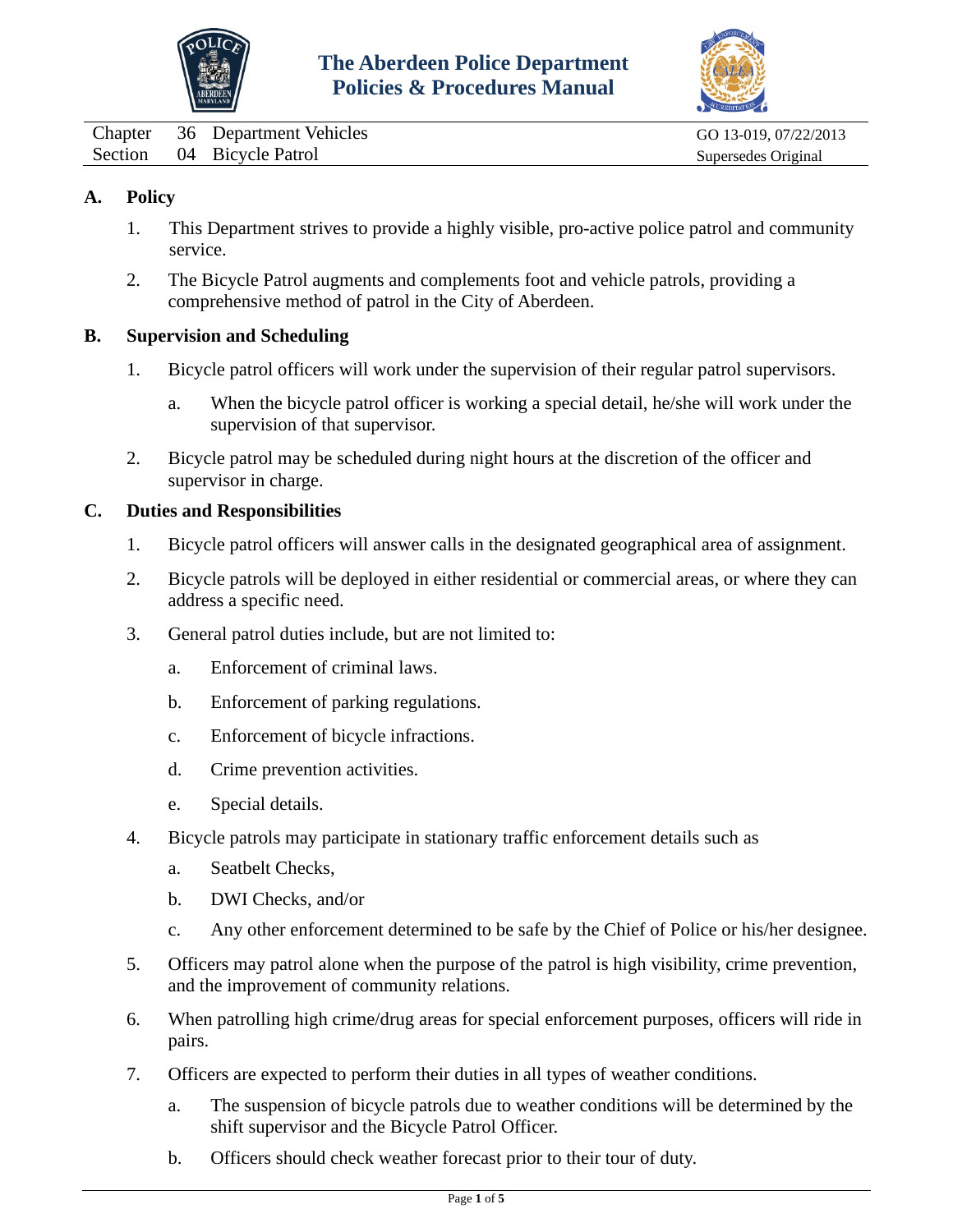# The Aberdeen Police Department Policies & Procedures Manual

| Chapter | 36 | Department Vehicles | GO 13-019, 07/22/2013 |
|---|---|---|---|
| Section | 04 | Bicycle Patrol | Supersedes Original |

## A. Policy

1. This Department strives to provide a highly visible, pro-active police patrol and community service.
2. The Bicycle Patrol augments and complements foot and vehicle patrols, providing a comprehensive method of patrol in the City of Aberdeen.

## B. Supervision and Scheduling

1. Bicycle patrol officers will work under the supervision of their regular patrol supervisors.
   a. When the bicycle patrol officer is working a special detail, he/she will work under the supervision of that supervisor.
2. Bicycle patrol may be scheduled during night hours at the discretion of the officer and supervisor in charge.

## C. Duties and Responsibilities

1. Bicycle patrol officers will answer calls in the designated geographical area of assignment.
2. Bicycle patrols will be deployed in either residential or commercial areas, or where they can address a specific need.
3. General patrol duties include, but are not limited to:
   a. Enforcement of criminal laws.
   b. Enforcement of parking regulations.
   c. Enforcement of bicycle infractions.
   d. Crime prevention activities.
   e. Special details.
4. Bicycle patrols may participate in stationary traffic enforcement details such as
   a. Seatbelt Checks,
   b. DWI Checks, and/or
   c. Any other enforcement determined to be safe by the Chief of Police or his/her designee.
5. Officers may patrol alone when the purpose of the patrol is high visibility, crime prevention, and the improvement of community relations.
6. When patrolling high crime/drug areas for special enforcement purposes, officers will ride in pairs.
7. Officers are expected to perform their duties in all types of weather conditions.
   a. The suspension of bicycle patrols due to weather conditions will be determined by the shift supervisor and the Bicycle Patrol Officer.
   b. Officers should check weather forecast prior to their tour of duty.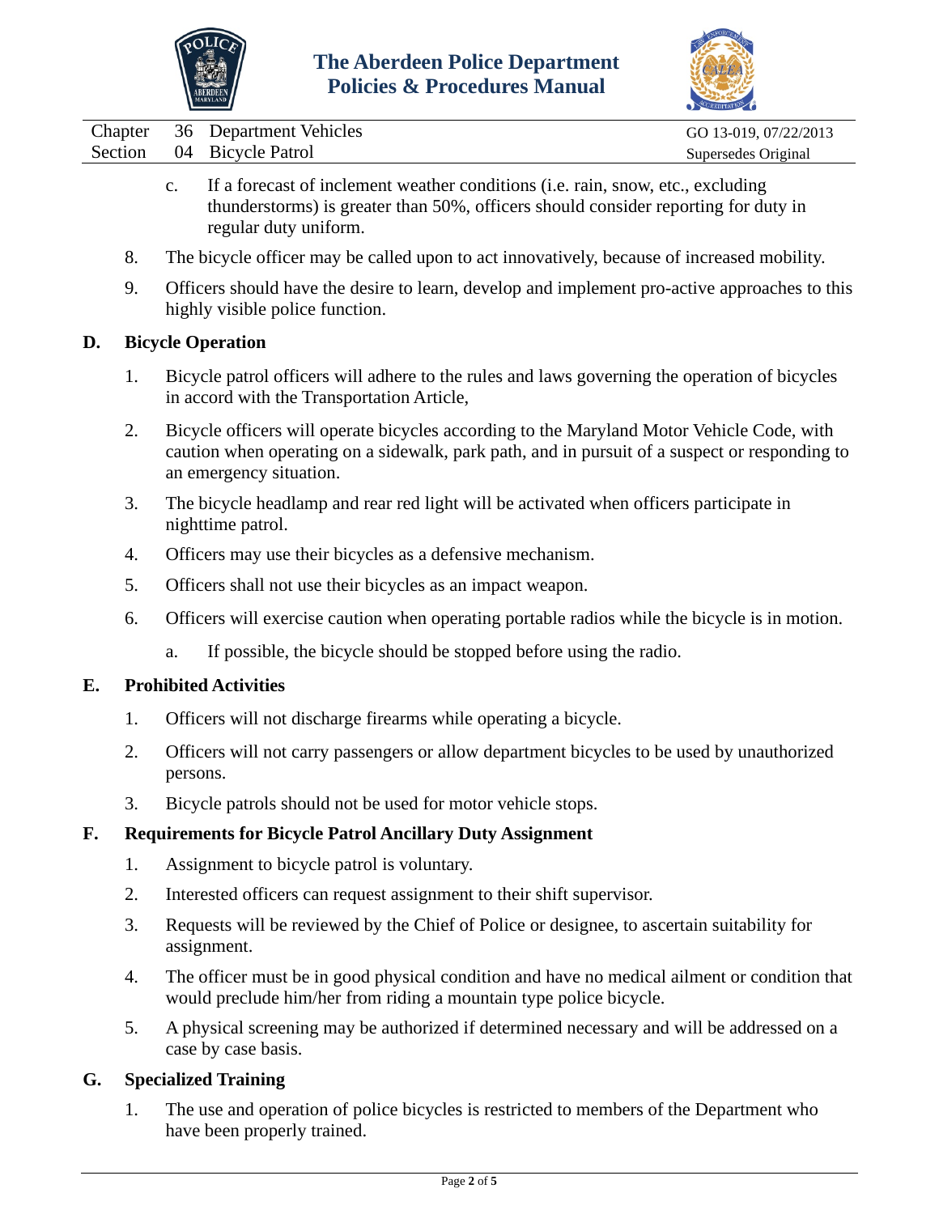c. If a forecast of inclement weather conditions (i.e. rain, snow, etc., excluding thunderstorms) is greater than 50%, officers should consider reporting for duty in regular duty uniform.

8. The bicycle officer may be called upon to act innovatively, because of increased mobility.

9. Officers should have the desire to learn, develop and implement pro-active approaches to this highly visible police function.

## D. Bicycle Operation

1. Bicycle patrol officers will adhere to the rules and laws governing the operation of bicycles in accord with the Transportation Article,

2. Bicycle officers will operate bicycles according to the Maryland Motor Vehicle Code, with caution when operating on a sidewalk, park path, and in pursuit of a suspect or responding to an emergency situation.

3. The bicycle headlamp and rear red light will be activated when officers participate in nighttime patrol.

4. Officers may use their bicycles as a defensive mechanism.

5. Officers shall not use their bicycles as an impact weapon.

6. Officers will exercise caution when operating portable radios while the bicycle is in motion.

   a. If possible, the bicycle should be stopped before using the radio.

## E. Prohibited Activities

1. Officers will not discharge firearms while operating a bicycle.

2. Officers will not carry passengers or allow department bicycles to be used by unauthorized persons.

3. Bicycle patrols should not be used for motor vehicle stops.

## F. Requirements for Bicycle Patrol Ancillary Duty Assignment

1. Assignment to bicycle patrol is voluntary.

2. Interested officers can request assignment to their shift supervisor.

3. Requests will be reviewed by the Chief of Police or designee, to ascertain suitability for assignment.

4. The officer must be in good physical condition and have no medical ailment or condition that would preclude him/her from riding a mountain type police bicycle.

5. A physical screening may be authorized if determined necessary and will be addressed on a case by case basis.

## G. Specialized Training

1. The use and operation of police bicycles is restricted to members of the Department who have been properly trained.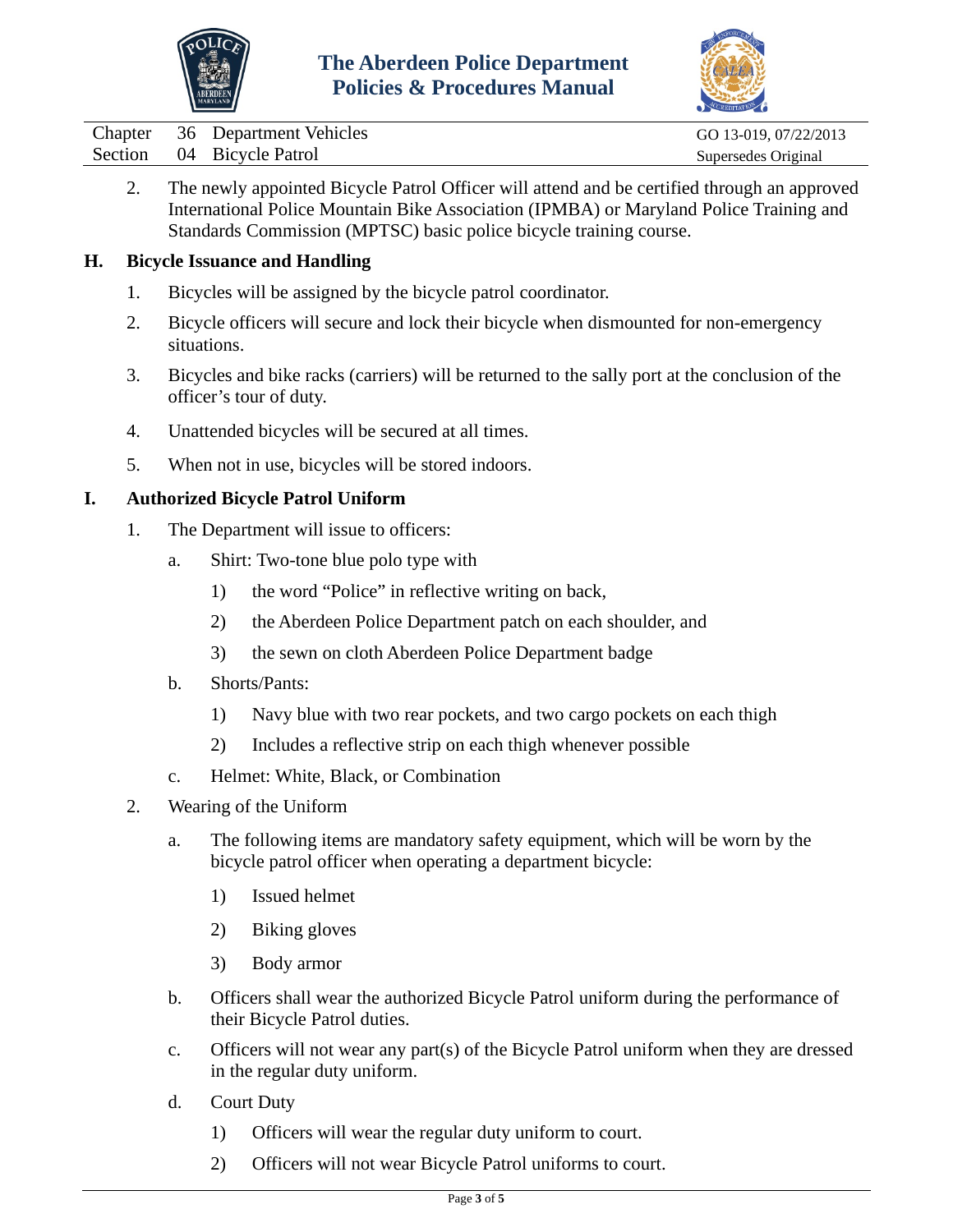2. The newly appointed Bicycle Patrol Officer will attend and be certified through an approved International Police Mountain Bike Association (IPMBA) or Maryland Police Training and Standards Commission (MPTSC) basic police bicycle training course.

## H. Bicycle Issuance and Handling

1. Bicycles will be assigned by the bicycle patrol coordinator.
2. Bicycle officers will secure and lock their bicycle when dismounted for non-emergency situations.
3. Bicycles and bike racks (carriers) will be returned to the sally port at the conclusion of the officer's tour of duty.
4. Unattended bicycles will be secured at all times.
5. When not in use, bicycles will be stored indoors.

## I. Authorized Bicycle Patrol Uniform

1. The Department will issue to officers:
   - a. Shirt: Two-tone blue polo type with
     - 1) the word "Police" in reflective writing on back,
     - 2) the Aberdeen Police Department patch on each shoulder, and
     - 3) the sewn on cloth Aberdeen Police Department badge
   - b. Shorts/Pants:
     - 1) Navy blue with two rear pockets, and two cargo pockets on each thigh
     - 2) Includes a reflective strip on each thigh whenever possible
   - c. Helmet: White, Black, or Combination
2. Wearing of the Uniform
   - a. The following items are mandatory safety equipment, which will be worn by the bicycle patrol officer when operating a department bicycle:
     - 1) Issued helmet
     - 2) Biking gloves
     - 3) Body armor
   - b. Officers shall wear the authorized Bicycle Patrol uniform during the performance of their Bicycle Patrol duties.
   - c. Officers will not wear any part(s) of the Bicycle Patrol uniform when they are dressed in the regular duty uniform.
   - d. Court Duty
     - 1) Officers will wear the regular duty uniform to court.
     - 2) Officers will not wear Bicycle Patrol uniforms to court.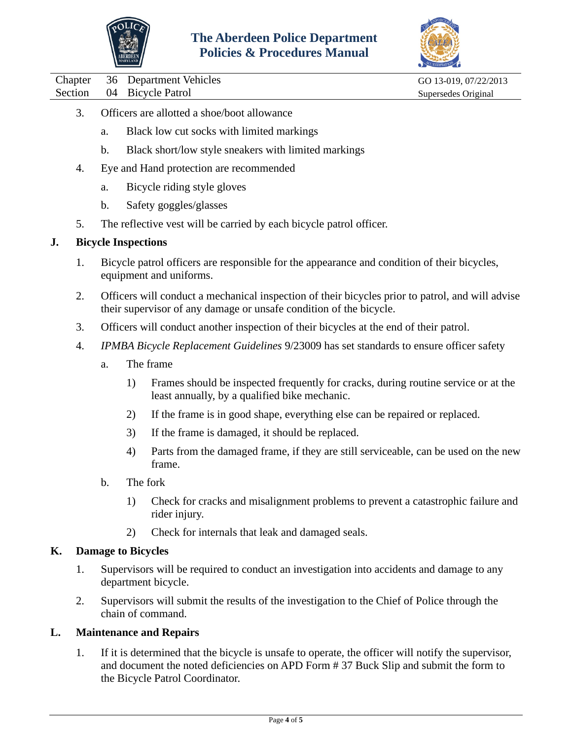3. Officers are allotted a shoe/boot allowance

    a. Black low cut socks with limited markings

    b. Black short/low style sneakers with limited markings

4. Eye and Hand protection are recommended

    a. Bicycle riding style gloves

    b. Safety goggles/glasses

5. The reflective vest will be carried by each bicycle patrol officer.

**J. Bicycle Inspections**

1. Bicycle patrol officers are responsible for the appearance and condition of their bicycles, equipment and uniforms.

2. Officers will conduct a mechanical inspection of their bicycles prior to patrol, and will advise their supervisor of any damage or unsafe condition of the bicycle.

3. Officers will conduct another inspection of their bicycles at the end of their patrol.

4. *IPMBA Bicycle Replacement Guidelines* 9/23009 has set standards to ensure officer safety

    a. The frame

        1) Frames should be inspected frequently for cracks, during routine service or at the least annually, by a qualified bike mechanic.

        2) If the frame is in good shape, everything else can be repaired or replaced.

        3) If the frame is damaged, it should be replaced.

        4) Parts from the damaged frame, if they are still serviceable, can be used on the new frame.

    b. The fork

        1) Check for cracks and misalignment problems to prevent a catastrophic failure and rider injury.

        2) Check for internals that leak and damaged seals.

**K. Damage to Bicycles**

1. Supervisors will be required to conduct an investigation into accidents and damage to any department bicycle.

2. Supervisors will submit the results of the investigation to the Chief of Police through the chain of command.

**L. Maintenance and Repairs**

1. If it is determined that the bicycle is unsafe to operate, the officer will notify the supervisor, and document the noted deficiencies on APD Form # 37 Buck Slip and submit the form to the Bicycle Patrol Coordinator.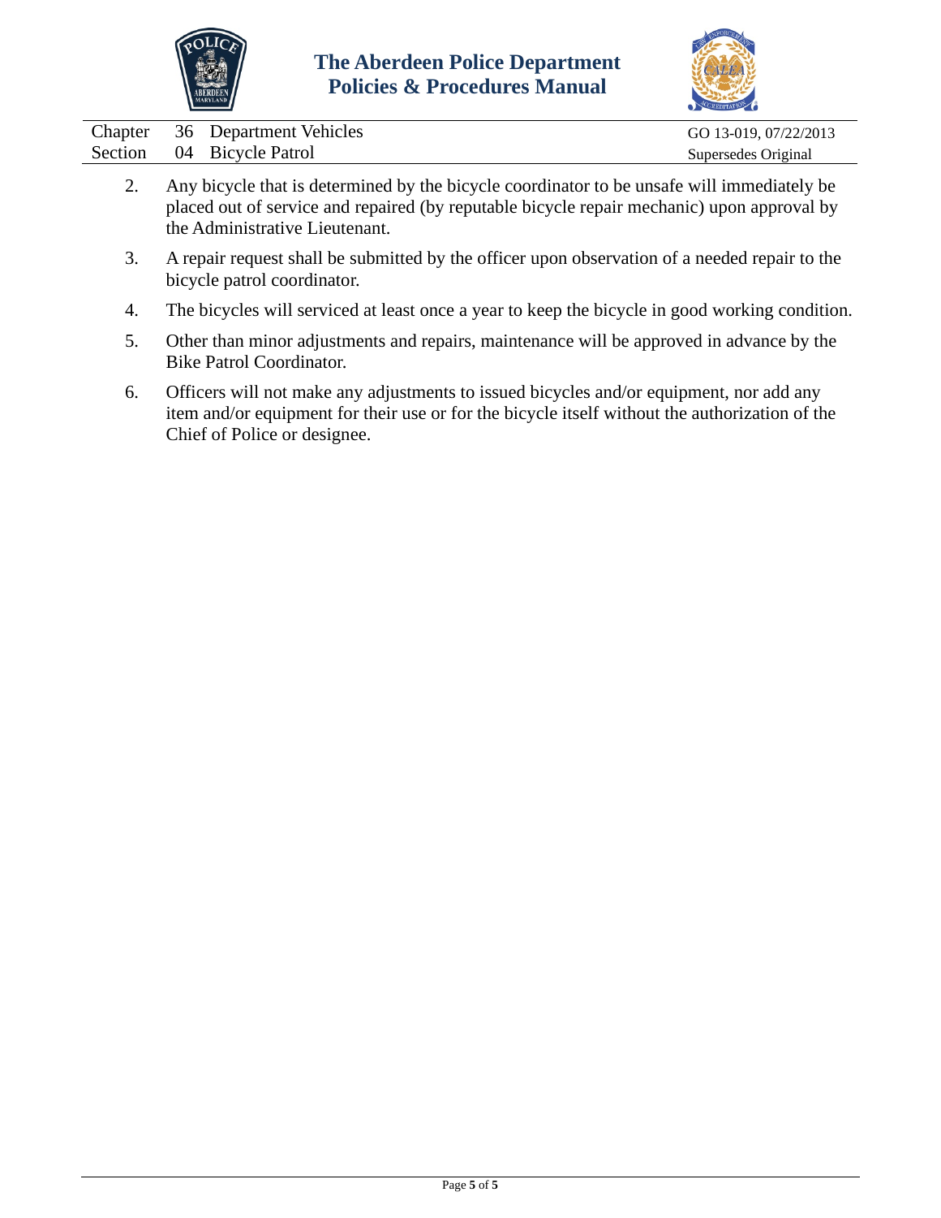2. Any bicycle that is determined by the bicycle coordinator to be unsafe will immediately be placed out of service and repaired (by reputable bicycle repair mechanic) upon approval by the Administrative Lieutenant.

3. A repair request shall be submitted by the officer upon observation of a needed repair to the bicycle patrol coordinator.

4. The bicycles will serviced at least once a year to keep the bicycle in good working condition.

5. Other than minor adjustments and repairs, maintenance will be approved in advance by the Bike Patrol Coordinator.

6. Officers will not make any adjustments to issued bicycles and/or equipment, nor add any item and/or equipment for their use or for the bicycle itself without the authorization of the Chief of Police or designee.